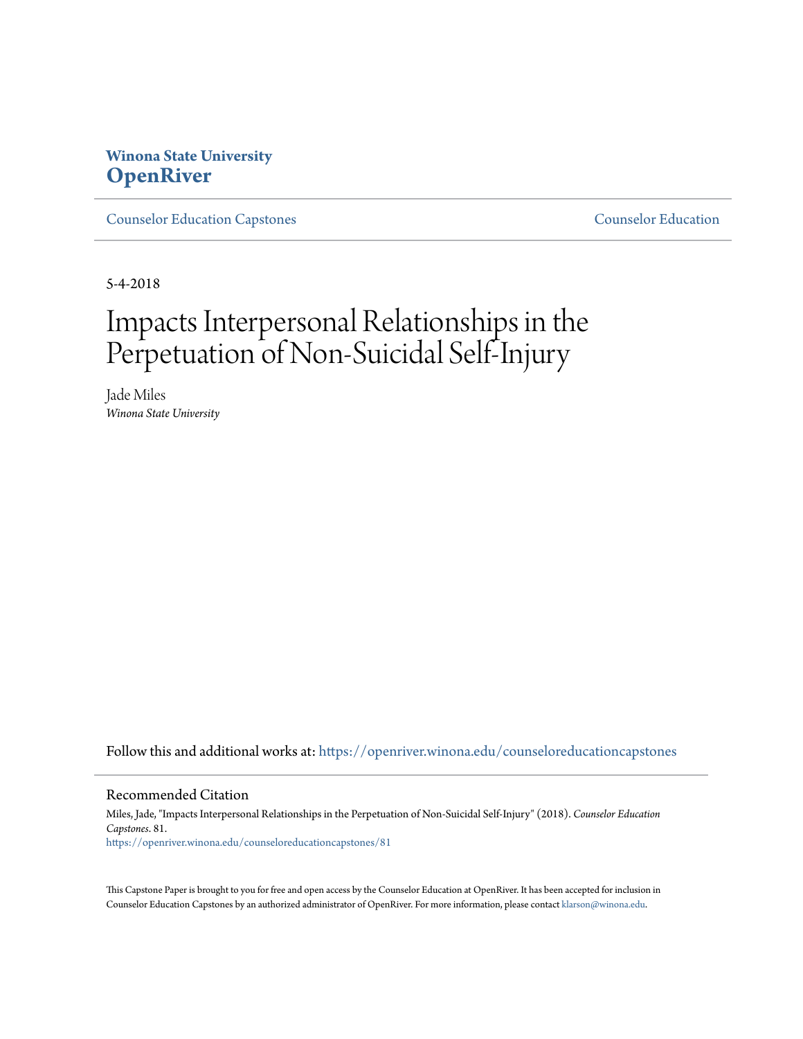**Winona State University**
**OpenRiver**

Counselor Education Capstones | Counselor Education

5-4-2018

# Impacts Interpersonal Relationships in the Perpetuation of Non-Suicidal Self-Injury

Jade Miles
*Winona State University*

Follow this and additional works at: https://openriver.winona.edu/counseloreducationcapstones

## Recommended Citation

Miles, Jade, "Impacts Interpersonal Relationships in the Perpetuation of Non-Suicidal Self-Injury" (2018). *Counselor Education Capstones*. 81.
https://openriver.winona.edu/counseloreducationcapstones/81

This Capstone Paper is brought to you for free and open access by the Counselor Education at OpenRiver. It has been accepted for inclusion in Counselor Education Capstones by an authorized administrator of OpenRiver. For more information, please contact klarson@winona.edu.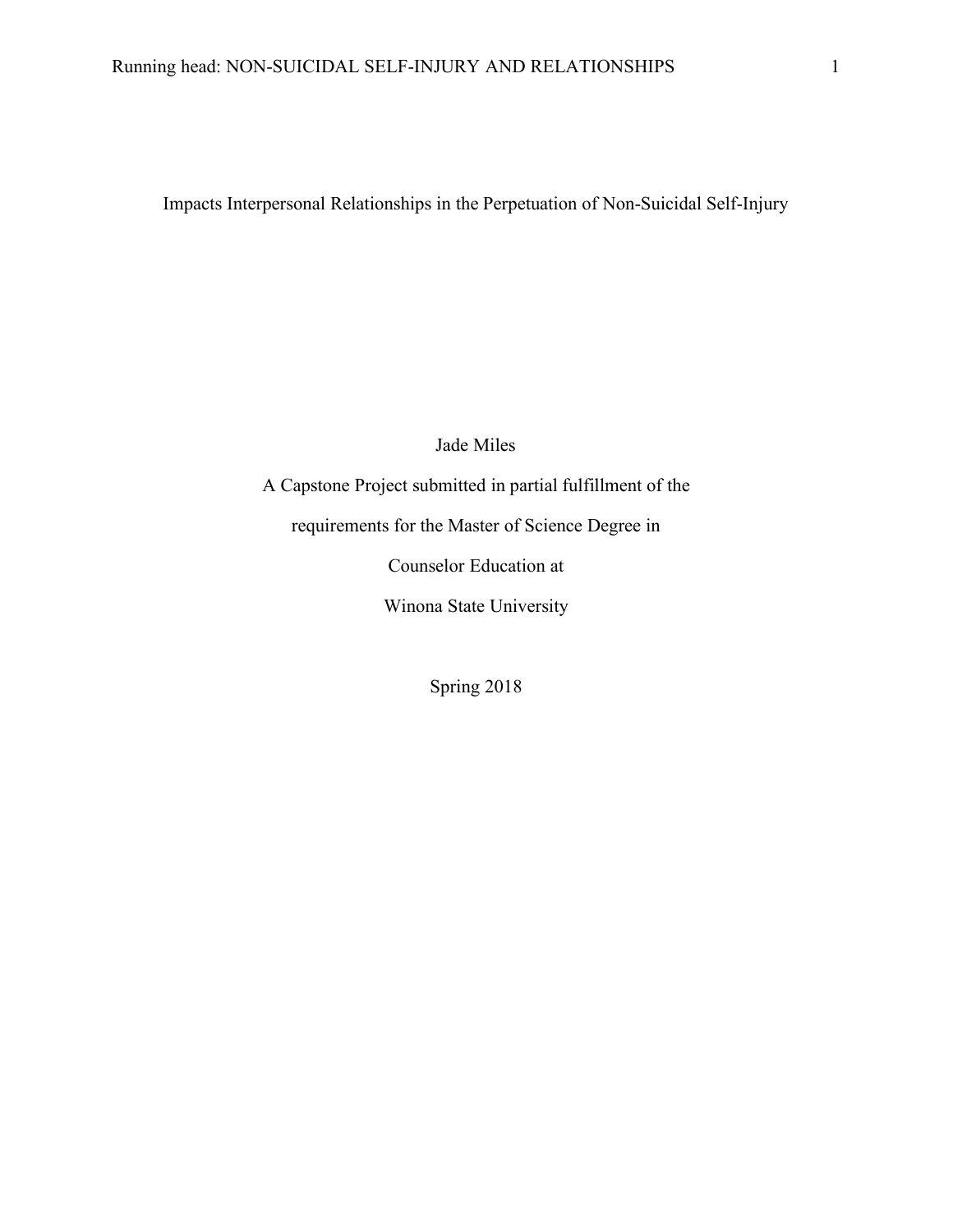# Impacts Interpersonal Relationships in the Perpetuation of Non-Suicidal Self-Injury

Jade Miles

A Capstone Project submitted in partial fulfillment of the

requirements for the Master of Science Degree in

Counselor Education at

Winona State University

Spring 2018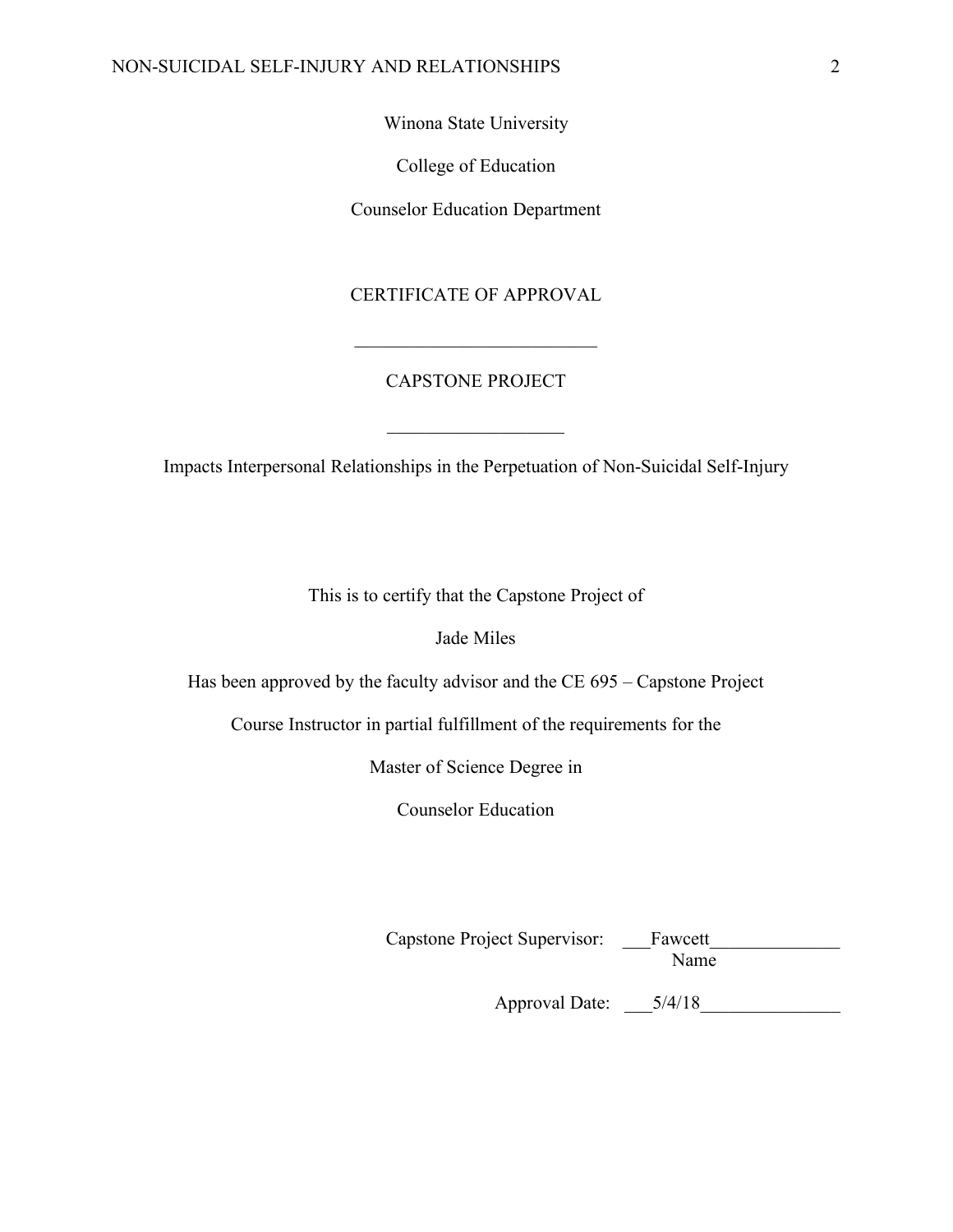Winona State University

College of Education

Counselor Education Department

CERTIFICATE OF APPROVAL

___________________________

CAPSTONE PROJECT

___________________

Impacts Interpersonal Relationships in the Perpetuation of Non-Suicidal Self-Injury

This is to certify that the Capstone Project of

Jade Miles

Has been approved by the faculty advisor and the CE 695 – Capstone Project

Course Instructor in partial fulfillment of the requirements for the

Master of Science Degree in

Counselor Education

Capstone Project Supervisor: ___Fawcett______________
Name

Approval Date: ___5/4/18_______________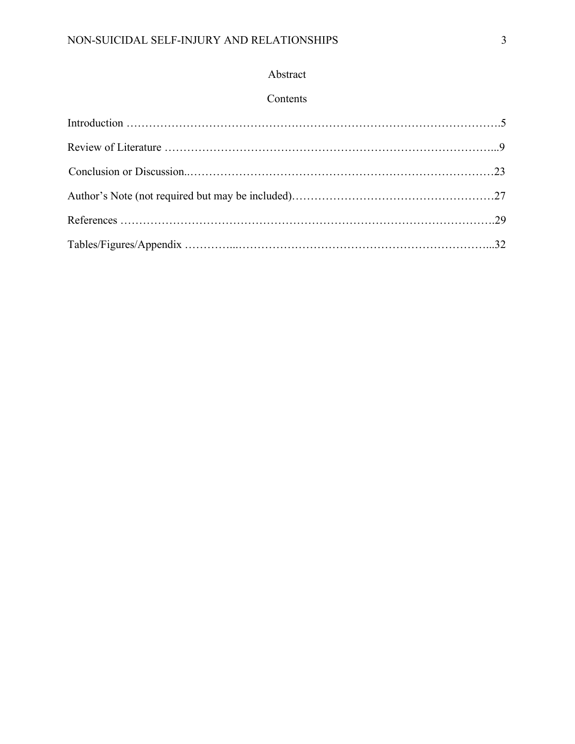# Abstract

## Contents

Introduction ……………………………………………………………………………………….5

Review of Literature ……………………………………………………………………………...9

Conclusion or Discussion..………………………………………………………………………23

Author's Note (not required but may be included)………………………………………………27

References ……………………………………………………………………………………….29

Tables/Figures/Appendix …………...…………………………………………………………...32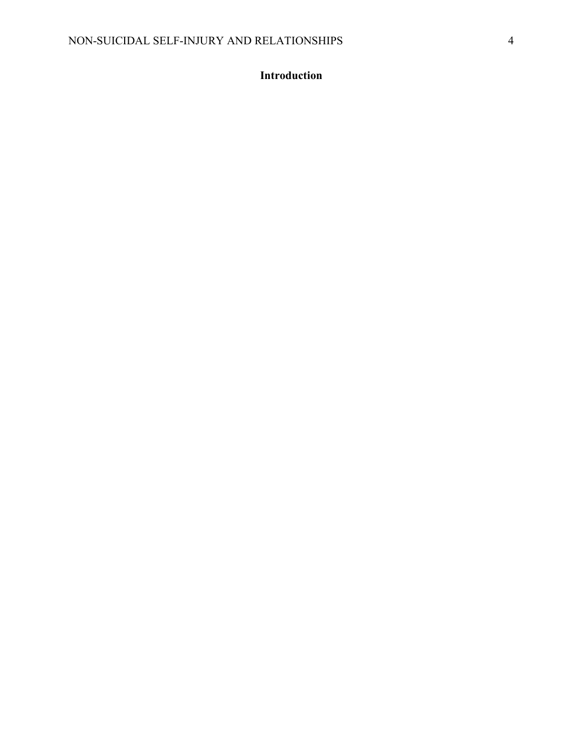## Introduction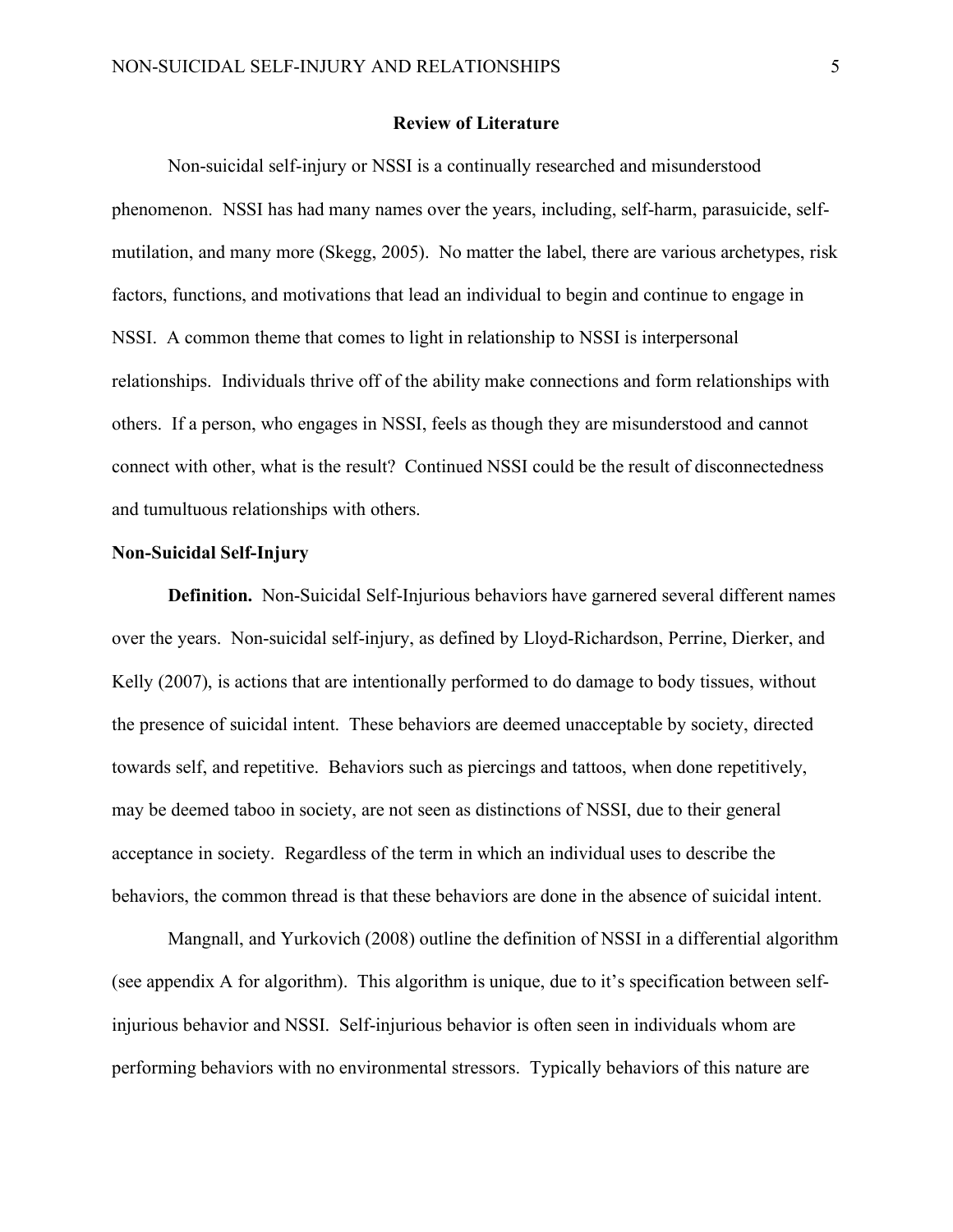## Review of Literature

Non-suicidal self-injury or NSSI is a continually researched and misunderstood phenomenon. NSSI has had many names over the years, including, self-harm, parasuicide, self-mutilation, and many more (Skegg, 2005). No matter the label, there are various archetypes, risk factors, functions, and motivations that lead an individual to begin and continue to engage in NSSI. A common theme that comes to light in relationship to NSSI is interpersonal relationships. Individuals thrive off of the ability make connections and form relationships with others. If a person, who engages in NSSI, feels as though they are misunderstood and cannot connect with other, what is the result? Continued NSSI could be the result of disconnectedness and tumultuous relationships with others.

### Non-Suicidal Self-Injury

**Definition.** Non-Suicidal Self-Injurious behaviors have garnered several different names over the years. Non-suicidal self-injury, as defined by Lloyd-Richardson, Perrine, Dierker, and Kelly (2007), is actions that are intentionally performed to do damage to body tissues, without the presence of suicidal intent. These behaviors are deemed unacceptable by society, directed towards self, and repetitive. Behaviors such as piercings and tattoos, when done repetitively, may be deemed taboo in society, are not seen as distinctions of NSSI, due to their general acceptance in society. Regardless of the term in which an individual uses to describe the behaviors, the common thread is that these behaviors are done in the absence of suicidal intent.

Mangnall, and Yurkovich (2008) outline the definition of NSSI in a differential algorithm (see appendix A for algorithm). This algorithm is unique, due to it's specification between self-injurious behavior and NSSI. Self-injurious behavior is often seen in individuals whom are performing behaviors with no environmental stressors. Typically behaviors of this nature are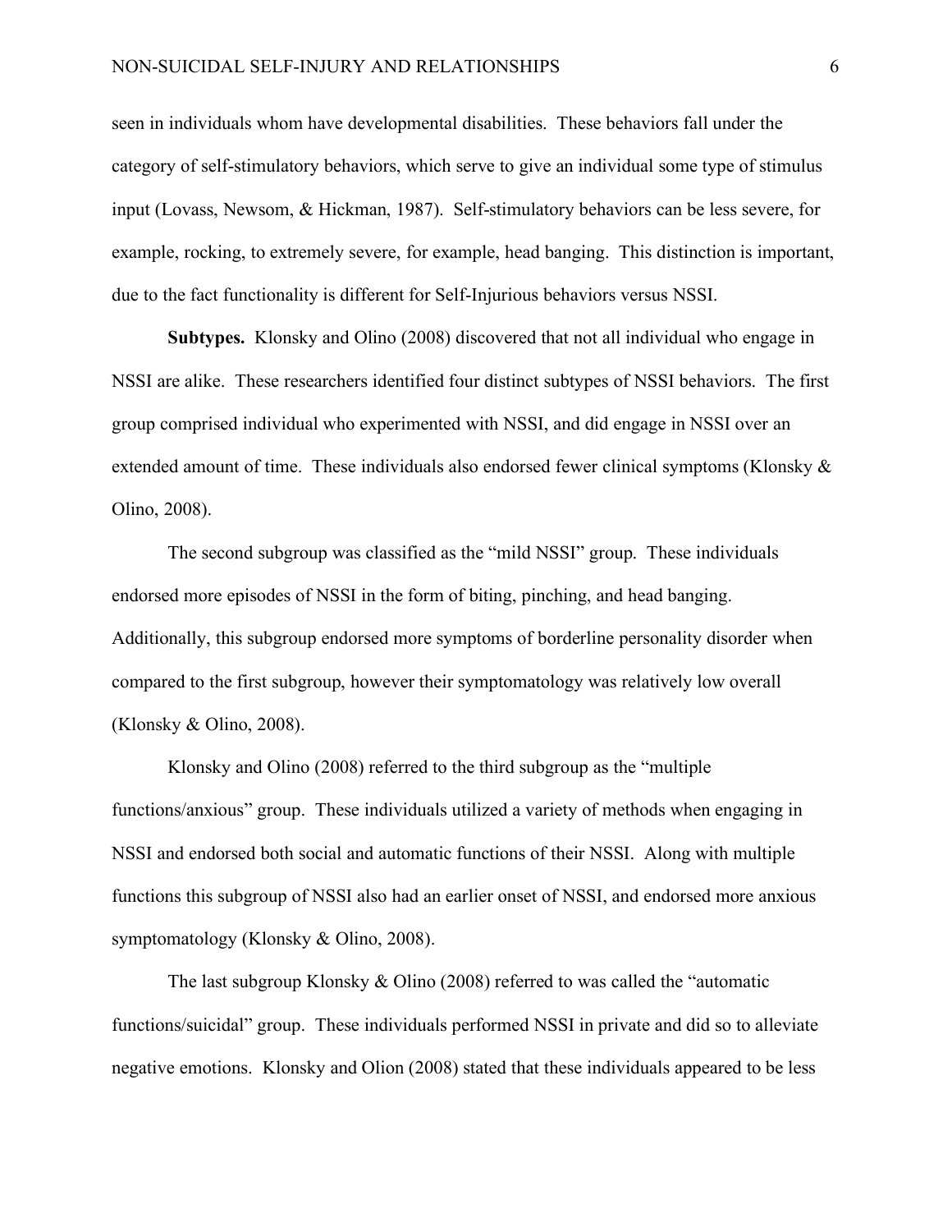seen in individuals whom have developmental disabilities. These behaviors fall under the category of self-stimulatory behaviors, which serve to give an individual some type of stimulus input (Lovass, Newsom, & Hickman, 1987). Self-stimulatory behaviors can be less severe, for example, rocking, to extremely severe, for example, head banging. This distinction is important, due to the fact functionality is different for Self-Injurious behaviors versus NSSI.

**Subtypes.** Klonsky and Olino (2008) discovered that not all individual who engage in NSSI are alike. These researchers identified four distinct subtypes of NSSI behaviors. The first group comprised individual who experimented with NSSI, and did engage in NSSI over an extended amount of time. These individuals also endorsed fewer clinical symptoms (Klonsky & Olino, 2008).

The second subgroup was classified as the "mild NSSI" group. These individuals endorsed more episodes of NSSI in the form of biting, pinching, and head banging. Additionally, this subgroup endorsed more symptoms of borderline personality disorder when compared to the first subgroup, however their symptomatology was relatively low overall (Klonsky & Olino, 2008).

Klonsky and Olino (2008) referred to the third subgroup as the "multiple functions/anxious" group. These individuals utilized a variety of methods when engaging in NSSI and endorsed both social and automatic functions of their NSSI. Along with multiple functions this subgroup of NSSI also had an earlier onset of NSSI, and endorsed more anxious symptomatology (Klonsky & Olino, 2008).

The last subgroup Klonsky & Olino (2008) referred to was called the "automatic functions/suicidal" group. These individuals performed NSSI in private and did so to alleviate negative emotions. Klonsky and Olion (2008) stated that these individuals appeared to be less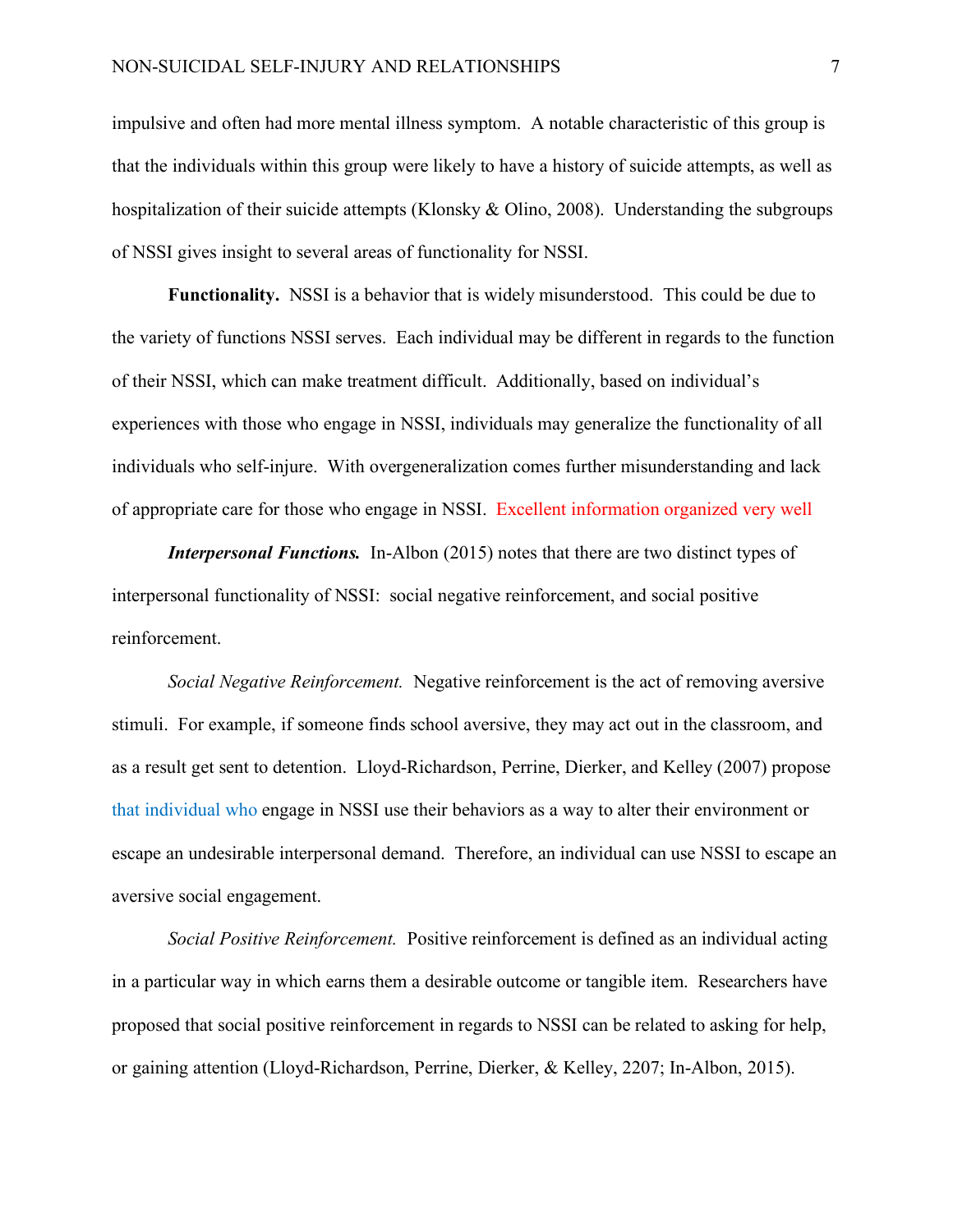impulsive and often had more mental illness symptom. A notable characteristic of this group is that the individuals within this group were likely to have a history of suicide attempts, as well as hospitalization of their suicide attempts (Klonsky & Olino, 2008). Understanding the subgroups of NSSI gives insight to several areas of functionality for NSSI.

**Functionality.** NSSI is a behavior that is widely misunderstood. This could be due to the variety of functions NSSI serves. Each individual may be different in regards to the function of their NSSI, which can make treatment difficult. Additionally, based on individual's experiences with those who engage in NSSI, individuals may generalize the functionality of all individuals who self-injure. With overgeneralization comes further misunderstanding and lack of appropriate care for those who engage in NSSI. Excellent information organized very well

***Interpersonal Functions.*** In-Albon (2015) notes that there are two distinct types of interpersonal functionality of NSSI: social negative reinforcement, and social positive reinforcement.

*Social Negative Reinforcement.* Negative reinforcement is the act of removing aversive stimuli. For example, if someone finds school aversive, they may act out in the classroom, and as a result get sent to detention. Lloyd-Richardson, Perrine, Dierker, and Kelley (2007) propose that individual who engage in NSSI use their behaviors as a way to alter their environment or escape an undesirable interpersonal demand. Therefore, an individual can use NSSI to escape an aversive social engagement.

*Social Positive Reinforcement.* Positive reinforcement is defined as an individual acting in a particular way in which earns them a desirable outcome or tangible item. Researchers have proposed that social positive reinforcement in regards to NSSI can be related to asking for help, or gaining attention (Lloyd-Richardson, Perrine, Dierker, & Kelley, 2207; In-Albon, 2015).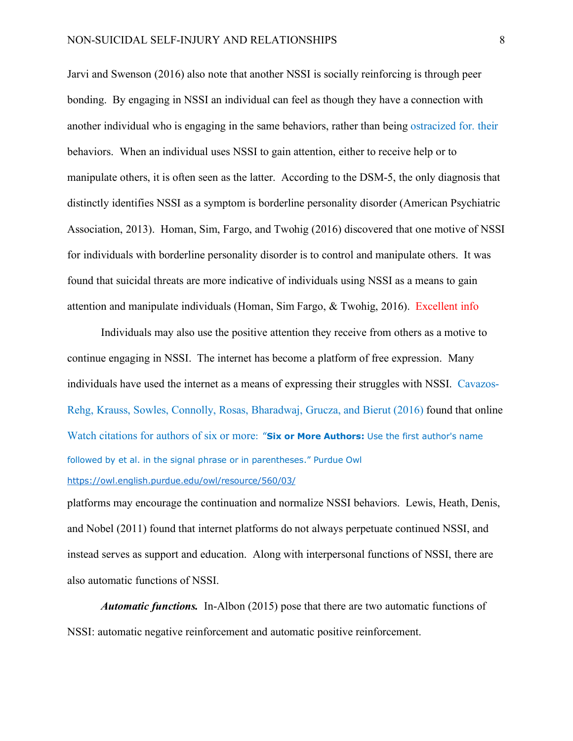Jarvi and Swenson (2016) also note that another NSSI is socially reinforcing is through peer bonding. By engaging in NSSI an individual can feel as though they have a connection with another individual who is engaging in the same behaviors, rather than being ostracized for. their behaviors. When an individual uses NSSI to gain attention, either to receive help or to manipulate others, it is often seen as the latter. According to the DSM-5, the only diagnosis that distinctly identifies NSSI as a symptom is borderline personality disorder (American Psychiatric Association, 2013). Homan, Sim, Fargo, and Twohig (2016) discovered that one motive of NSSI for individuals with borderline personality disorder is to control and manipulate others. It was found that suicidal threats are more indicative of individuals using NSSI as a means to gain attention and manipulate individuals (Homan, Sim Fargo, & Twohig, 2016). Excellent info

Individuals may also use the positive attention they receive from others as a motive to continue engaging in NSSI. The internet has become a platform of free expression. Many individuals have used the internet as a means of expressing their struggles with NSSI. Cavazos-Rehg, Krauss, Sowles, Connolly, Rosas, Bharadwaj, Grucza, and Bierut (2016) found that online

Watch citations for authors of six or more: "**Six or More Authors:** Use the first author's name followed by et al. in the signal phrase or in parentheses." Purdue Owl https://owl.english.purdue.edu/owl/resource/560/03/

platforms may encourage the continuation and normalize NSSI behaviors. Lewis, Heath, Denis, and Nobel (2011) found that internet platforms do not always perpetuate continued NSSI, and instead serves as support and education. Along with interpersonal functions of NSSI, there are also automatic functions of NSSI.

***Automatic functions.*** In-Albon (2015) pose that there are two automatic functions of NSSI: automatic negative reinforcement and automatic positive reinforcement.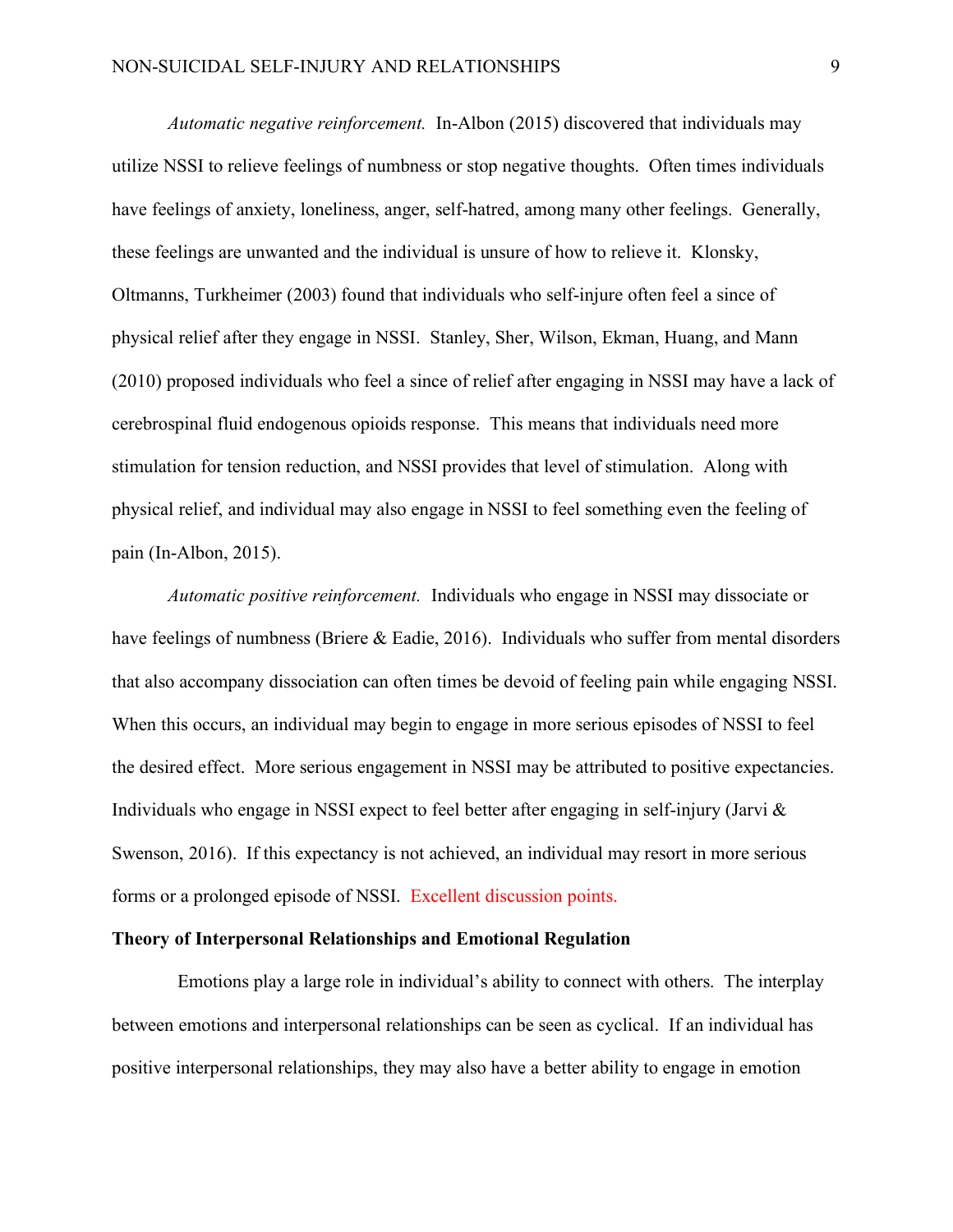*Automatic negative reinforcement.* In-Albon (2015) discovered that individuals may utilize NSSI to relieve feelings of numbness or stop negative thoughts. Often times individuals have feelings of anxiety, loneliness, anger, self-hatred, among many other feelings. Generally, these feelings are unwanted and the individual is unsure of how to relieve it. Klonsky, Oltmanns, Turkheimer (2003) found that individuals who self-injure often feel a since of physical relief after they engage in NSSI. Stanley, Sher, Wilson, Ekman, Huang, and Mann (2010) proposed individuals who feel a since of relief after engaging in NSSI may have a lack of cerebrospinal fluid endogenous opioids response. This means that individuals need more stimulation for tension reduction, and NSSI provides that level of stimulation. Along with physical relief, and individual may also engage in NSSI to feel something even the feeling of pain (In-Albon, 2015).

*Automatic positive reinforcement.* Individuals who engage in NSSI may dissociate or have feelings of numbness (Briere & Eadie, 2016). Individuals who suffer from mental disorders that also accompany dissociation can often times be devoid of feeling pain while engaging NSSI. When this occurs, an individual may begin to engage in more serious episodes of NSSI to feel the desired effect. More serious engagement in NSSI may be attributed to positive expectancies. Individuals who engage in NSSI expect to feel better after engaging in self-injury (Jarvi & Swenson, 2016). If this expectancy is not achieved, an individual may resort in more serious forms or a prolonged episode of NSSI. Excellent discussion points.

**Theory of Interpersonal Relationships and Emotional Regulation**

Emotions play a large role in individual's ability to connect with others. The interplay between emotions and interpersonal relationships can be seen as cyclical. If an individual has positive interpersonal relationships, they may also have a better ability to engage in emotion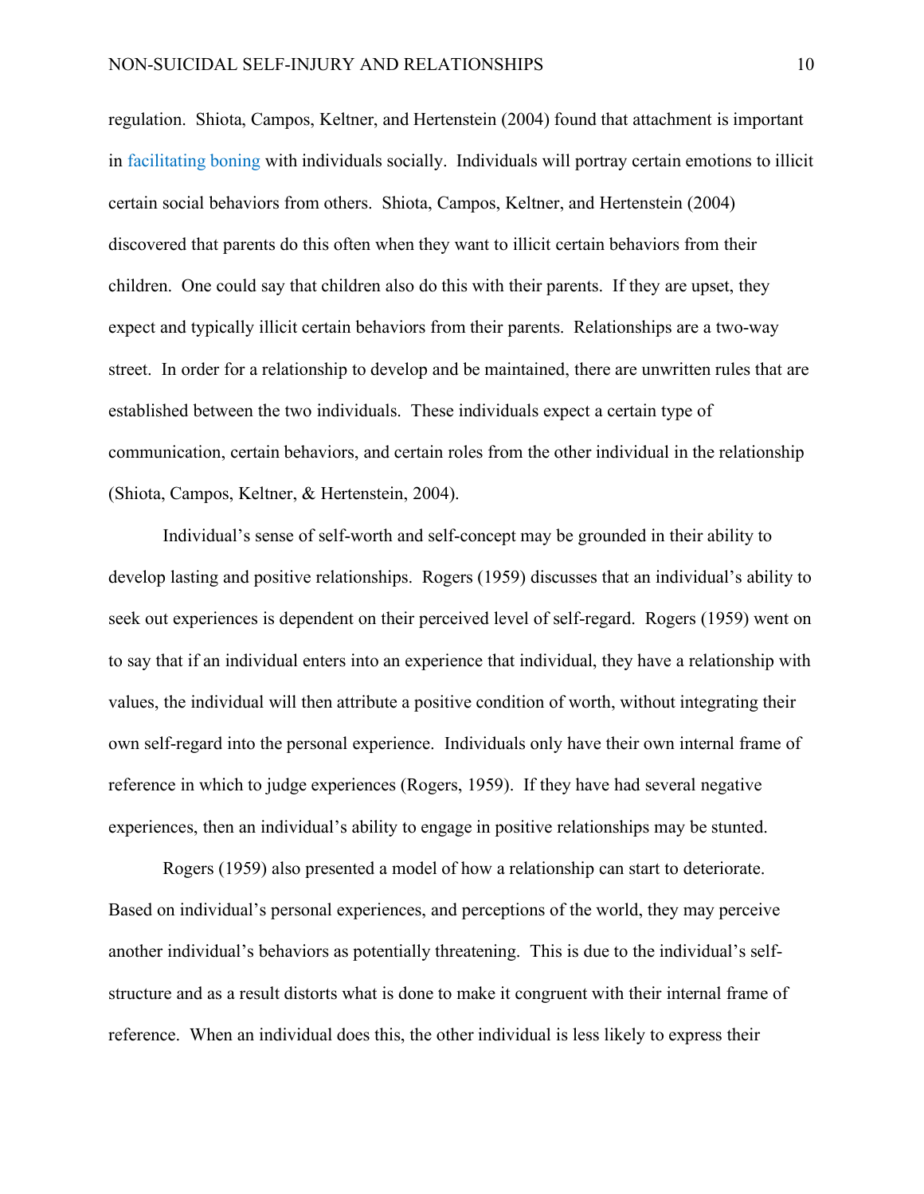regulation. Shiota, Campos, Keltner, and Hertenstein (2004) found that attachment is important in facilitating boning with individuals socially. Individuals will portray certain emotions to illicit certain social behaviors from others. Shiota, Campos, Keltner, and Hertenstein (2004) discovered that parents do this often when they want to illicit certain behaviors from their children. One could say that children also do this with their parents. If they are upset, they expect and typically illicit certain behaviors from their parents. Relationships are a two-way street. In order for a relationship to develop and be maintained, there are unwritten rules that are established between the two individuals. These individuals expect a certain type of communication, certain behaviors, and certain roles from the other individual in the relationship (Shiota, Campos, Keltner, & Hertenstein, 2004).

Individual's sense of self-worth and self-concept may be grounded in their ability to develop lasting and positive relationships. Rogers (1959) discusses that an individual's ability to seek out experiences is dependent on their perceived level of self-regard. Rogers (1959) went on to say that if an individual enters into an experience that individual, they have a relationship with values, the individual will then attribute a positive condition of worth, without integrating their own self-regard into the personal experience. Individuals only have their own internal frame of reference in which to judge experiences (Rogers, 1959). If they have had several negative experiences, then an individual's ability to engage in positive relationships may be stunted.

Rogers (1959) also presented a model of how a relationship can start to deteriorate. Based on individual's personal experiences, and perceptions of the world, they may perceive another individual's behaviors as potentially threatening. This is due to the individual's self-structure and as a result distorts what is done to make it congruent with their internal frame of reference. When an individual does this, the other individual is less likely to express their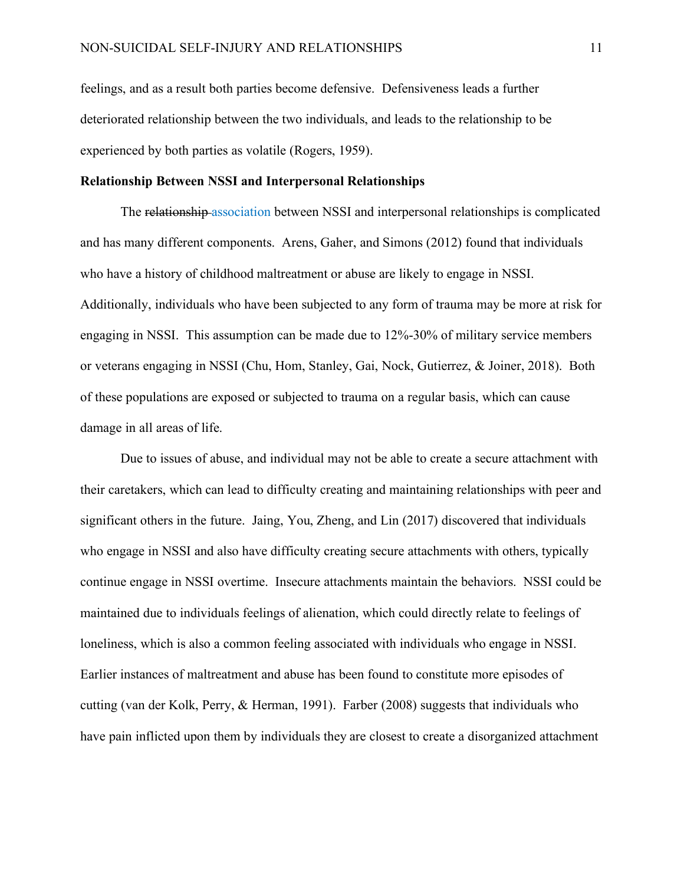feelings, and as a result both parties become defensive. Defensiveness leads a further deteriorated relationship between the two individuals, and leads to the relationship to be experienced by both parties as volatile (Rogers, 1959).

**Relationship Between NSSI and Interpersonal Relationships**

The ~~relationship~~ association between NSSI and interpersonal relationships is complicated and has many different components. Arens, Gaher, and Simons (2012) found that individuals who have a history of childhood maltreatment or abuse are likely to engage in NSSI. Additionally, individuals who have been subjected to any form of trauma may be more at risk for engaging in NSSI. This assumption can be made due to 12%-30% of military service members or veterans engaging in NSSI (Chu, Hom, Stanley, Gai, Nock, Gutierrez, & Joiner, 2018). Both of these populations are exposed or subjected to trauma on a regular basis, which can cause damage in all areas of life.

Due to issues of abuse, and individual may not be able to create a secure attachment with their caretakers, which can lead to difficulty creating and maintaining relationships with peer and significant others in the future. Jaing, You, Zheng, and Lin (2017) discovered that individuals who engage in NSSI and also have difficulty creating secure attachments with others, typically continue engage in NSSI overtime. Insecure attachments maintain the behaviors. NSSI could be maintained due to individuals feelings of alienation, which could directly relate to feelings of loneliness, which is also a common feeling associated with individuals who engage in NSSI. Earlier instances of maltreatment and abuse has been found to constitute more episodes of cutting (van der Kolk, Perry, & Herman, 1991). Farber (2008) suggests that individuals who have pain inflicted upon them by individuals they are closest to create a disorganized attachment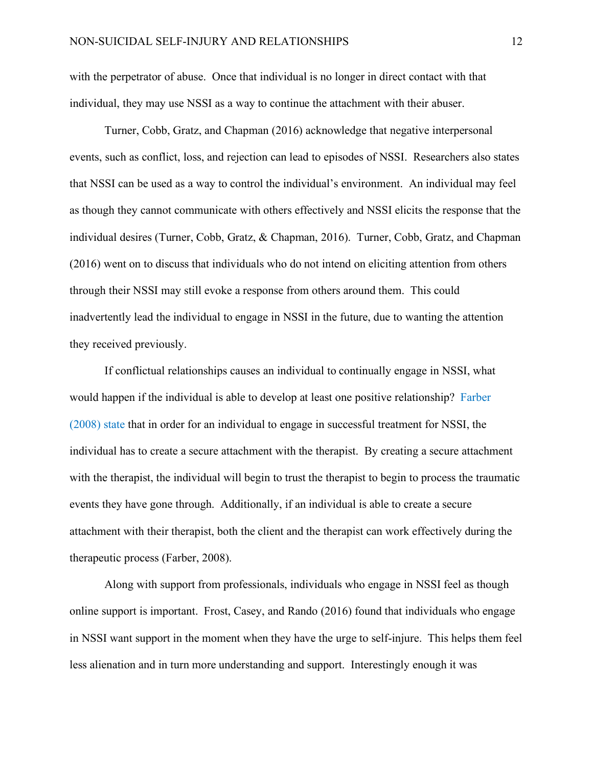with the perpetrator of abuse. Once that individual is no longer in direct contact with that individual, they may use NSSI as a way to continue the attachment with their abuser.

Turner, Cobb, Gratz, and Chapman (2016) acknowledge that negative interpersonal events, such as conflict, loss, and rejection can lead to episodes of NSSI. Researchers also states that NSSI can be used as a way to control the individual's environment. An individual may feel as though they cannot communicate with others effectively and NSSI elicits the response that the individual desires (Turner, Cobb, Gratz, & Chapman, 2016). Turner, Cobb, Gratz, and Chapman (2016) went on to discuss that individuals who do not intend on eliciting attention from others through their NSSI may still evoke a response from others around them. This could inadvertently lead the individual to engage in NSSI in the future, due to wanting the attention they received previously.

If conflictual relationships causes an individual to continually engage in NSSI, what would happen if the individual is able to develop at least one positive relationship? Farber (2008) state that in order for an individual to engage in successful treatment for NSSI, the individual has to create a secure attachment with the therapist. By creating a secure attachment with the therapist, the individual will begin to trust the therapist to begin to process the traumatic events they have gone through. Additionally, if an individual is able to create a secure attachment with their therapist, both the client and the therapist can work effectively during the therapeutic process (Farber, 2008).

Along with support from professionals, individuals who engage in NSSI feel as though online support is important. Frost, Casey, and Rando (2016) found that individuals who engage in NSSI want support in the moment when they have the urge to self-injure. This helps them feel less alienation and in turn more understanding and support. Interestingly enough it was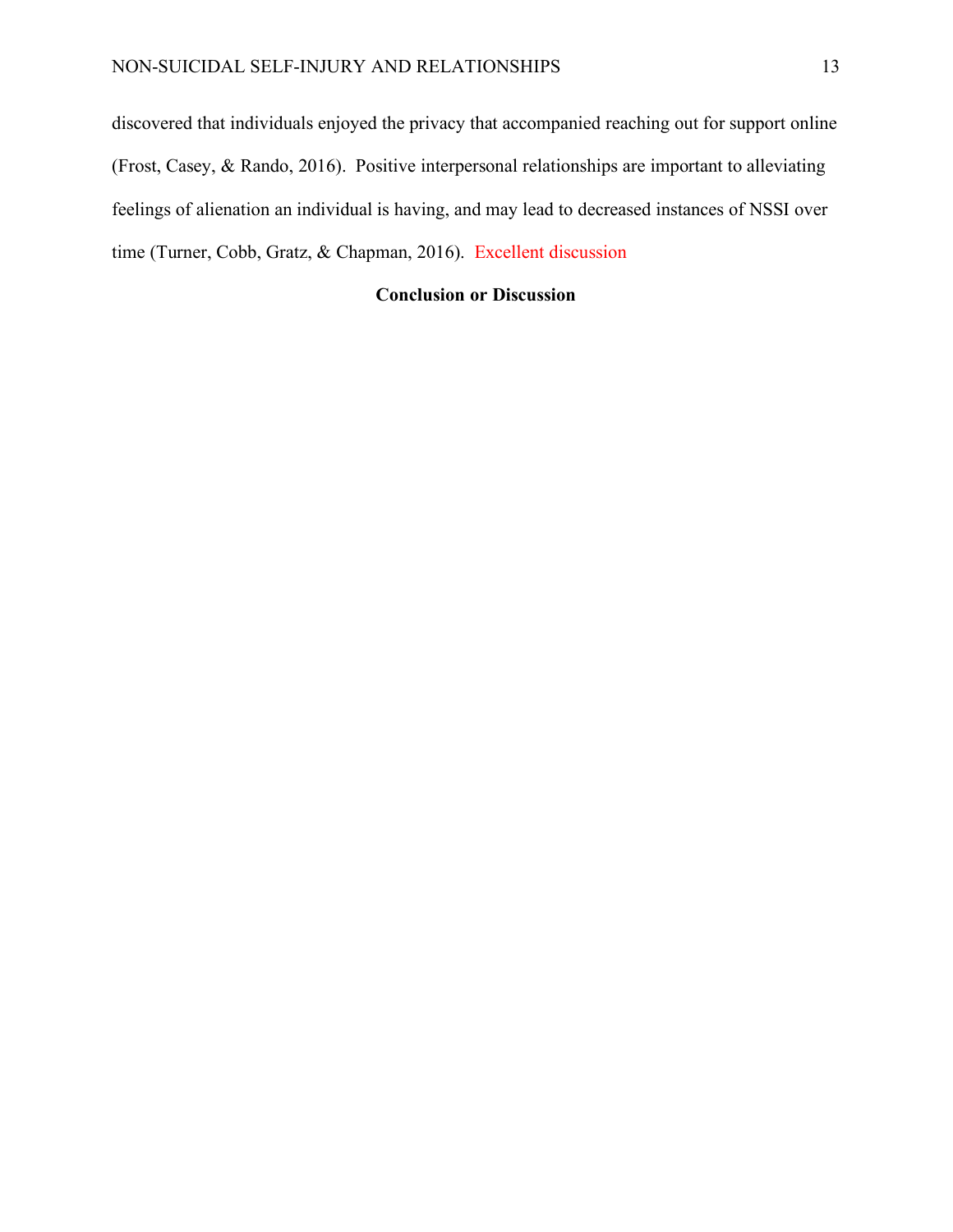discovered that individuals enjoyed the privacy that accompanied reaching out for support online (Frost, Casey, & Rando, 2016). Positive interpersonal relationships are important to alleviating feelings of alienation an individual is having, and may lead to decreased instances of NSSI over time (Turner, Cobb, Gratz, & Chapman, 2016). Excellent discussion

## Conclusion or Discussion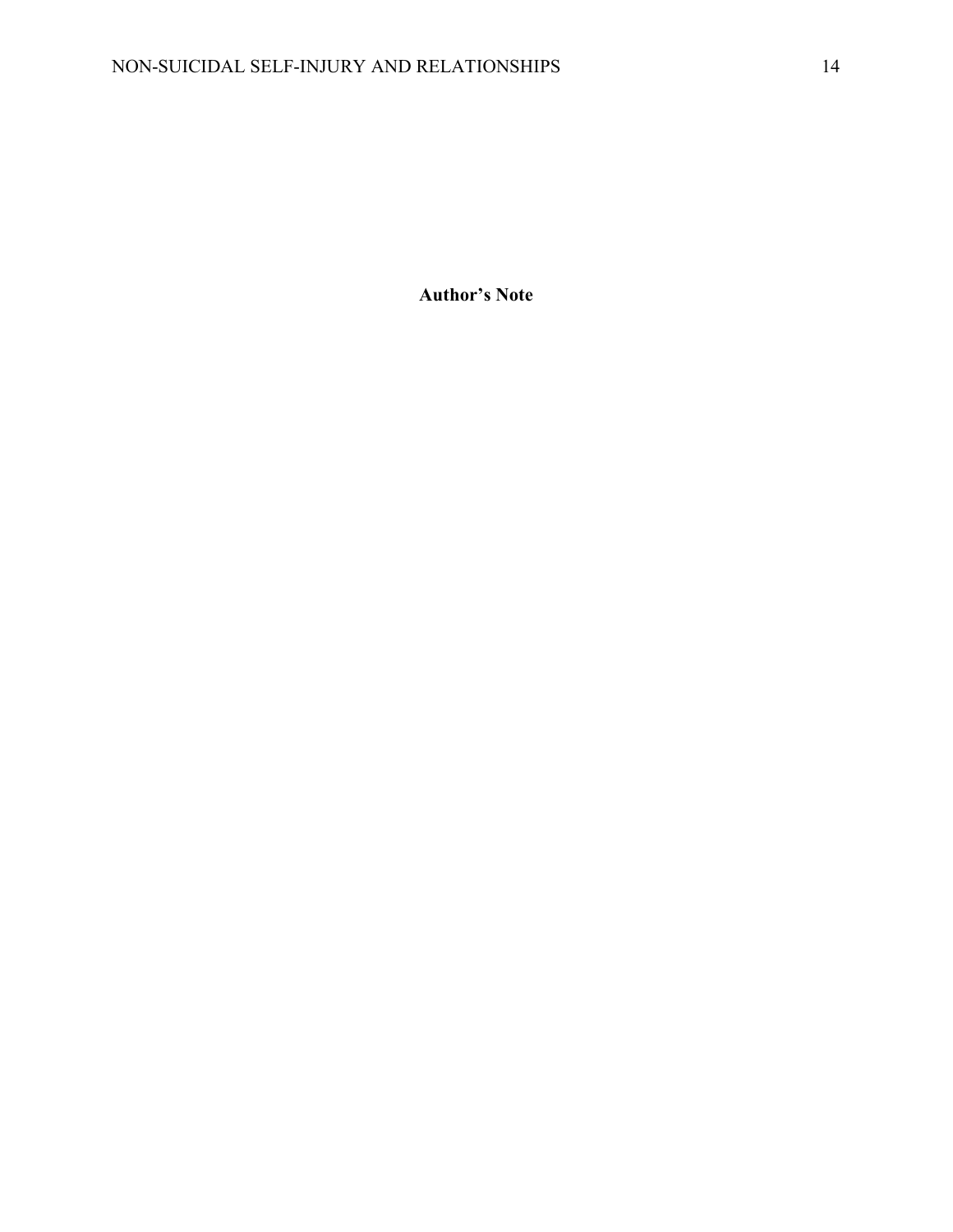**Author's Note**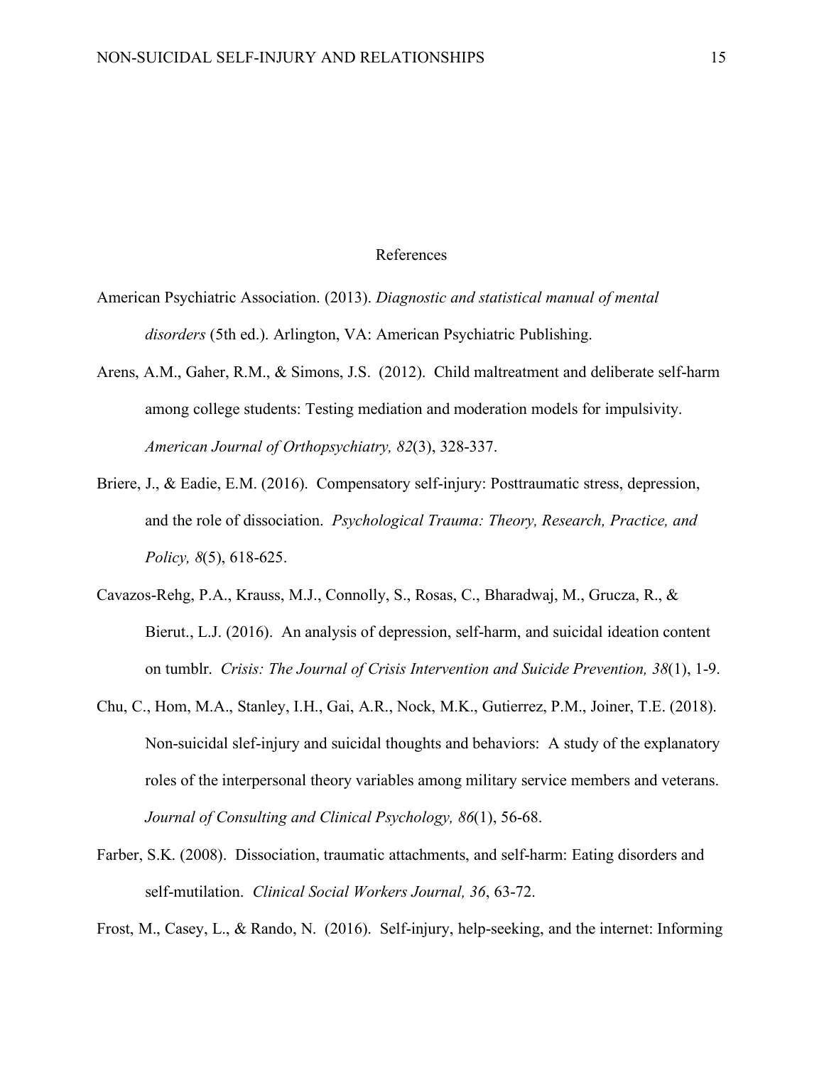# References

American Psychiatric Association. (2013). *Diagnostic and statistical manual of mental disorders* (5th ed.). Arlington, VA: American Psychiatric Publishing.

Arens, A.M., Gaher, R.M., & Simons, J.S. (2012). Child maltreatment and deliberate self-harm among college students: Testing mediation and moderation models for impulsivity. *American Journal of Orthopsychiatry, 82*(3), 328-337.

Briere, J., & Eadie, E.M. (2016). Compensatory self-injury: Posttraumatic stress, depression, and the role of dissociation. *Psychological Trauma: Theory, Research, Practice, and Policy, 8*(5), 618-625.

Cavazos-Rehg, P.A., Krauss, M.J., Connolly, S., Rosas, C., Bharadwaj, M., Grucza, R., & Bierut., L.J. (2016). An analysis of depression, self-harm, and suicidal ideation content on tumblr. *Crisis: The Journal of Crisis Intervention and Suicide Prevention, 38*(1), 1-9.

Chu, C., Hom, M.A., Stanley, I.H., Gai, A.R., Nock, M.K., Gutierrez, P.M., Joiner, T.E. (2018). Non-suicidal slef-injury and suicidal thoughts and behaviors: A study of the explanatory roles of the interpersonal theory variables among military service members and veterans. *Journal of Consulting and Clinical Psychology, 86*(1), 56-68.

Farber, S.K. (2008). Dissociation, traumatic attachments, and self-harm: Eating disorders and self-mutilation. *Clinical Social Workers Journal, 36*, 63-72.

Frost, M., Casey, L., & Rando, N. (2016). Self-injury, help-seeking, and the internet: Informing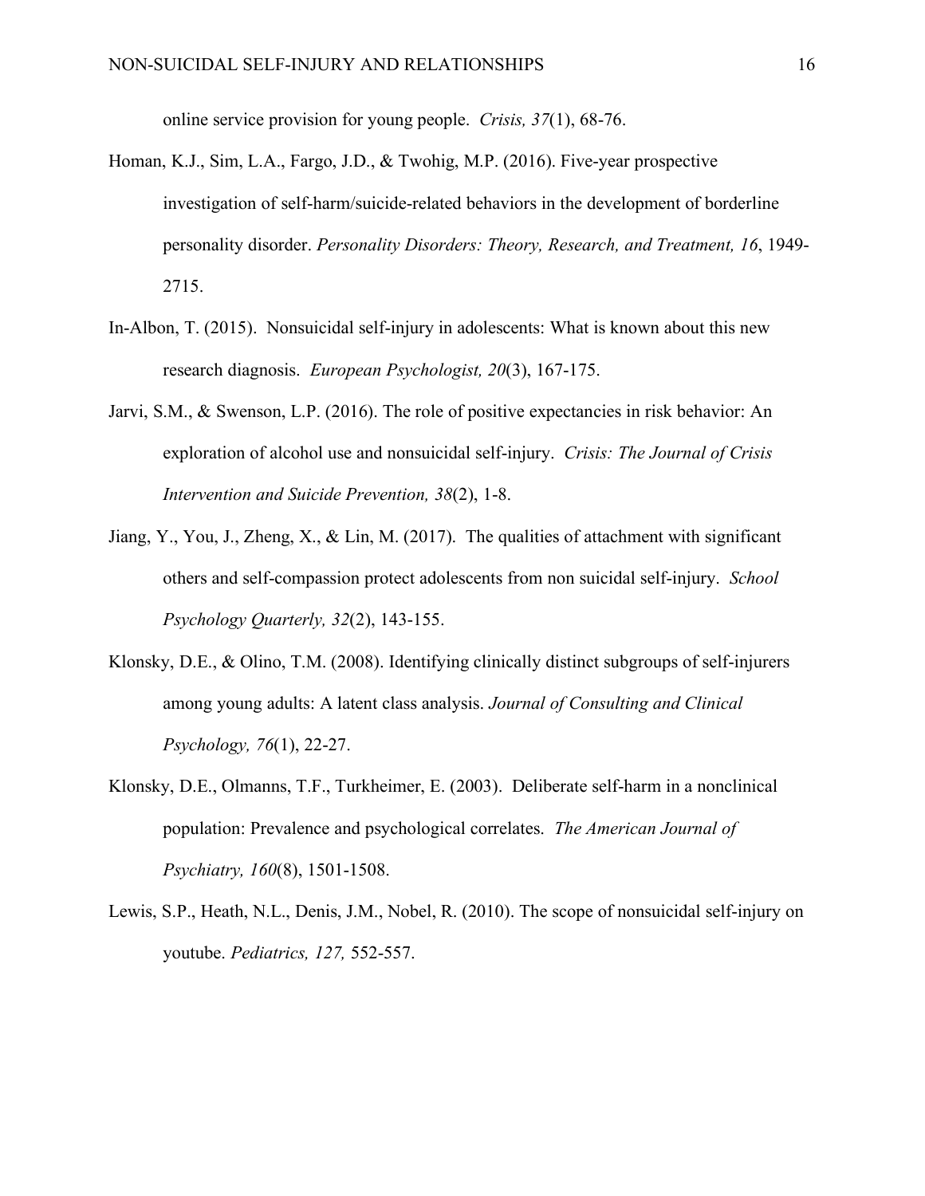online service provision for young people. *Crisis, 37*(1), 68-76.

Homan, K.J., Sim, L.A., Fargo, J.D., & Twohig, M.P. (2016). Five-year prospective investigation of self-harm/suicide-related behaviors in the development of borderline personality disorder. *Personality Disorders: Theory, Research, and Treatment, 16*, 1949-2715.

In-Albon, T. (2015). Nonsuicidal self-injury in adolescents: What is known about this new research diagnosis. *European Psychologist, 20*(3), 167-175.

Jarvi, S.M., & Swenson, L.P. (2016). The role of positive expectancies in risk behavior: An exploration of alcohol use and nonsuicidal self-injury. *Crisis: The Journal of Crisis Intervention and Suicide Prevention, 38*(2), 1-8.

Jiang, Y., You, J., Zheng, X., & Lin, M. (2017). The qualities of attachment with significant others and self-compassion protect adolescents from non suicidal self-injury. *School Psychology Quarterly, 32*(2), 143-155.

Klonsky, D.E., & Olino, T.M. (2008). Identifying clinically distinct subgroups of self-injurers among young adults: A latent class analysis. *Journal of Consulting and Clinical Psychology, 76*(1), 22-27.

Klonsky, D.E., Olmanns, T.F., Turkheimer, E. (2003). Deliberate self-harm in a nonclinical population: Prevalence and psychological correlates. *The American Journal of Psychiatry, 160*(8), 1501-1508.

Lewis, S.P., Heath, N.L., Denis, J.M., Nobel, R. (2010). The scope of nonsuicidal self-injury on youtube. *Pediatrics, 127,* 552-557.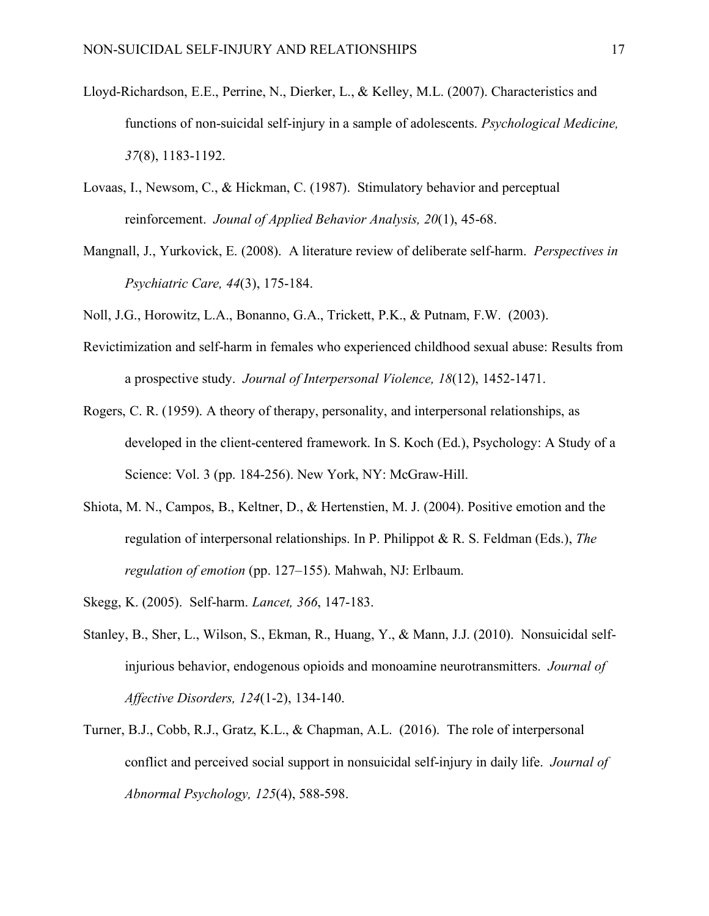Lloyd-Richardson, E.E., Perrine, N., Dierker, L., & Kelley, M.L. (2007). Characteristics and functions of non-suicidal self-injury in a sample of adolescents. *Psychological Medicine, 37*(8), 1183-1192.

Lovaas, I., Newsom, C., & Hickman, C. (1987). Stimulatory behavior and perceptual reinforcement. *Jounal of Applied Behavior Analysis, 20*(1), 45-68.

Mangnall, J., Yurkovick, E. (2008). A literature review of deliberate self-harm. *Perspectives in Psychiatric Care, 44*(3), 175-184.

Noll, J.G., Horowitz, L.A., Bonanno, G.A., Trickett, P.K., & Putnam, F.W. (2003). Revictimization and self-harm in females who experienced childhood sexual abuse: Results from a prospective study. *Journal of Interpersonal Violence, 18*(12), 1452-1471.

Rogers, C. R. (1959). A theory of therapy, personality, and interpersonal relationships, as developed in the client-centered framework. In S. Koch (Ed.), Psychology: A Study of a Science: Vol. 3 (pp. 184-256). New York, NY: McGraw-Hill.

Shiota, M. N., Campos, B., Keltner, D., & Hertenstien, M. J. (2004). Positive emotion and the regulation of interpersonal relationships. In P. Philippot & R. S. Feldman (Eds.), *The regulation of emotion* (pp. 127–155). Mahwah, NJ: Erlbaum.

Skegg, K. (2005). Self-harm. *Lancet, 366*, 147-183.

Stanley, B., Sher, L., Wilson, S., Ekman, R., Huang, Y., & Mann, J.J. (2010). Nonsuicidal self-injurious behavior, endogenous opioids and monoamine neurotransmitters. *Journal of Affective Disorders, 124*(1-2), 134-140.

Turner, B.J., Cobb, R.J., Gratz, K.L., & Chapman, A.L. (2016). The role of interpersonal conflict and perceived social support in nonsuicidal self-injury in daily life. *Journal of Abnormal Psychology, 125*(4), 588-598.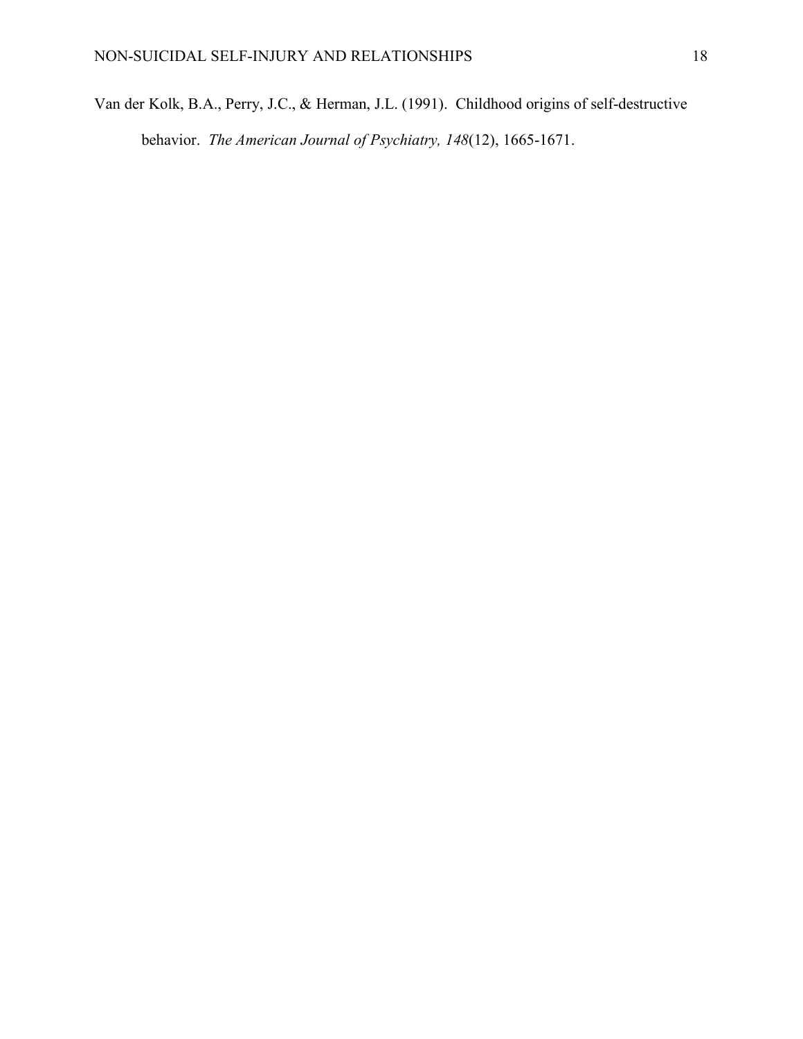Van der Kolk, B.A., Perry, J.C., & Herman, J.L. (1991). Childhood origins of self-destructive behavior. *The American Journal of Psychiatry, 148*(12), 1665-1671.